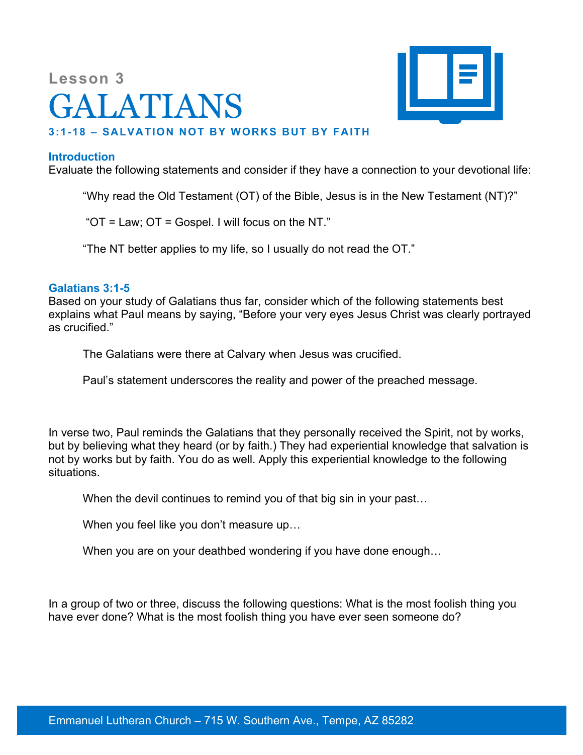Lesson 3

# GALATIANS

### 3:1-18 – SALVATION NOT BY WORKS BUT BY FAITH

**Introduction**

Evaluate the following statements and consider if they have a connection to your devotional life:

> "Why read the Old Testament (OT) of the Bible, Jesus is in the New Testament (NT)?"
>
> "OT = Law; OT = Gospel. I will focus on the NT."
>
> "The NT better applies to my life, so I usually do not read the OT."

**Galatians 3:1-5**

Based on your study of Galatians thus far, consider which of the following statements best explains what Paul means by saying, "Before your very eyes Jesus Christ was clearly portrayed as crucified."

> The Galatians were there at Calvary when Jesus was crucified.
>
> Paul's statement underscores the reality and power of the preached message.

In verse two, Paul reminds the Galatians that they personally received the Spirit, not by works, but by believing what they heard (or by faith.) They had experiential knowledge that salvation is not by works but by faith. You do as well. Apply this experiential knowledge to the following situations.

> When the devil continues to remind you of that big sin in your past…
>
> When you feel like you don't measure up…
>
> When you are on your deathbed wondering if you have done enough…

In a group of two or three, discuss the following questions: What is the most foolish thing you have ever done? What is the most foolish thing you have ever seen someone do?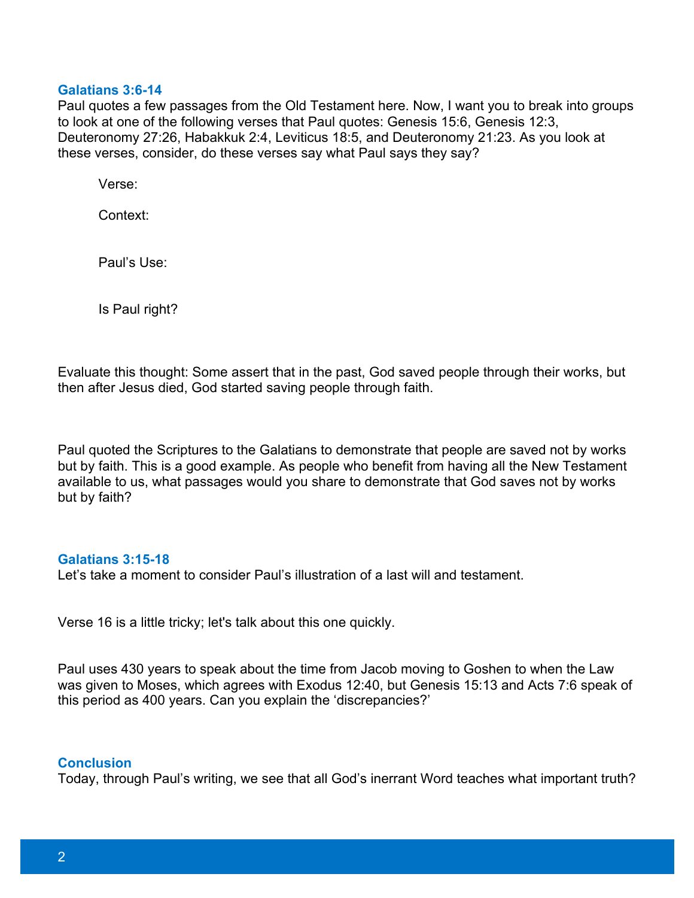### Galatians 3:6-14

Paul quotes a few passages from the Old Testament here. Now, I want you to break into groups to look at one of the following verses that Paul quotes: Genesis 15:6, Genesis 12:3, Deuteronomy 27:26, Habakkuk 2:4, Leviticus 18:5, and Deuteronomy 21:23. As you look at these verses, consider, do these verses say what Paul says they say?

Verse:

Context:

Paul's Use:

Is Paul right?

Evaluate this thought: Some assert that in the past, God saved people through their works, but then after Jesus died, God started saving people through faith.

Paul quoted the Scriptures to the Galatians to demonstrate that people are saved not by works but by faith. This is a good example. As people who benefit from having all the New Testament available to us, what passages would you share to demonstrate that God saves not by works but by faith?

### Galatians 3:15-18

Let's take a moment to consider Paul's illustration of a last will and testament.

Verse 16 is a little tricky; let's talk about this one quickly.

Paul uses 430 years to speak about the time from Jacob moving to Goshen to when the Law was given to Moses, which agrees with Exodus 12:40, but Genesis 15:13 and Acts 7:6 speak of this period as 400 years. Can you explain the 'discrepancies?'

### Conclusion

Today, through Paul's writing, we see that all God's inerrant Word teaches what important truth?